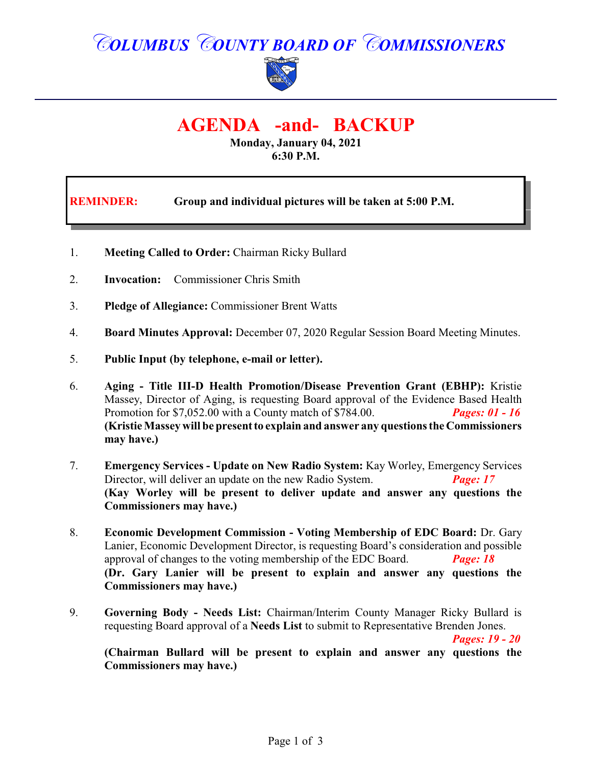# COLUMBUS COUNTY BOARD OF COMMISSIONERS

## AGENDA -and- BACKUP

**Monday, January 04, 2021**
**6:30 P.M.**

**REMINDER:** **Group and individual pictures will be taken at 5:00 P.M.**

1. **Meeting Called to Order:** Chairman Ricky Bullard

2. **Invocation:** Commissioner Chris Smith

3. **Pledge of Allegiance:** Commissioner Brent Watts

4. **Board Minutes Approval:** December 07, 2020 Regular Session Board Meeting Minutes.

5. **Public Input (by telephone, e-mail or letter).**

6. **Aging - Title III-D Health Promotion/Disease Prevention Grant (EBHP):** Kristie Massey, Director of Aging, is requesting Board approval of the Evidence Based Health Promotion for $7,052.00 with a County match of $784.00. ***Pages: 01 - 16***
**(Kristie Massey will be present to explain and answer any questions the Commissioners may have.)**

7. **Emergency Services - Update on New Radio System:** Kay Worley, Emergency Services Director, will deliver an update on the new Radio System. ***Page: 17***
**(Kay Worley will be present to deliver update and answer any questions the Commissioners may have.)**

8. **Economic Development Commission - Voting Membership of EDC Board:** Dr. Gary Lanier, Economic Development Director, is requesting Board's consideration and possible approval of changes to the voting membership of the EDC Board. ***Page: 18***
**(Dr. Gary Lanier will be present to explain and answer any questions the Commissioners may have.)**

9. **Governing Body - Needs List:** Chairman/Interim County Manager Ricky Bullard is requesting Board approval of a **Needs List** to submit to Representative Brenden Jones. ***Pages: 19 - 20***
**(Chairman Bullard will be present to explain and answer any questions the Commissioners may have.)**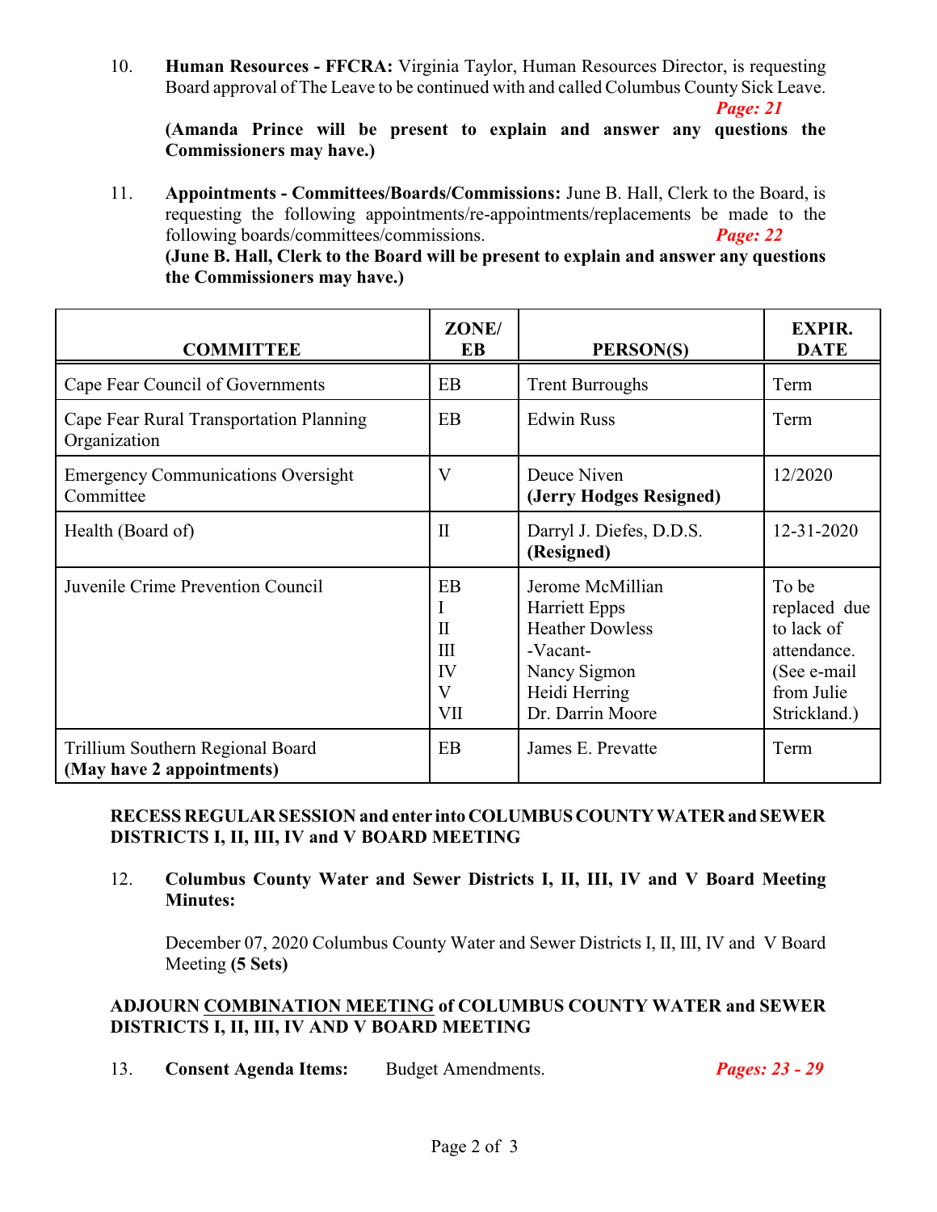10. **Human Resources - FFCRA:** Virginia Taylor, Human Resources Director, is requesting Board approval of The Leave to be continued with and called Columbus County Sick Leave. ***Page: 21***

    **(Amanda Prince will be present to explain and answer any questions the Commissioners may have.)**

11. **Appointments - Committees/Boards/Commissions:** June B. Hall, Clerk to the Board, is requesting the following appointments/re-appointments/replacements be made to the following boards/committees/commissions. ***Page: 22***

    **(June B. Hall, Clerk to the Board will be present to explain and answer any questions the Commissioners may have.)**

| COMMITTEE | ZONE/ EB | PERSON(S) | EXPIR. DATE |
|---|---|---|---|
| Cape Fear Council of Governments | EB | Trent Burroughs | Term |
| Cape Fear Rural Transportation Planning Organization | EB | Edwin Russ | Term |
| Emergency Communications Oversight Committee | V | Deuce Niven **(Jerry Hodges Resigned)** | 12/2020 |
| Health (Board of) | II | Darryl J. Diefes, D.D.S. **(Resigned)** | 12-31-2020 |
| Juvenile Crime Prevention Council | EB<br>I<br>II<br>III<br>IV<br>V<br>VII | Jerome McMillian<br>Harriett Epps<br>Heather Dowless<br>-Vacant-<br>Nancy Sigmon<br>Heidi Herring<br>Dr. Darrin Moore | To be replaced due to lack of attendance. (See e-mail from Julie Strickland.) |
| Trillium Southern Regional Board **(May have 2 appointments)** | EB | James E. Prevatte | Term |

**RECESS REGULAR SESSION and enter into COLUMBUS COUNTY WATER and SEWER DISTRICTS I, II, III, IV and V BOARD MEETING**

12. **Columbus County Water and Sewer Districts I, II, III, IV and V Board Meeting Minutes:**

    December 07, 2020 Columbus County Water and Sewer Districts I, II, III, IV and V Board Meeting **(5 Sets)**

**ADJOURN COMBINATION MEETING of COLUMBUS COUNTY WATER and SEWER DISTRICTS I, II, III, IV AND V BOARD MEETING**

13. **Consent Agenda Items:** Budget Amendments. ***Pages: 23 - 29***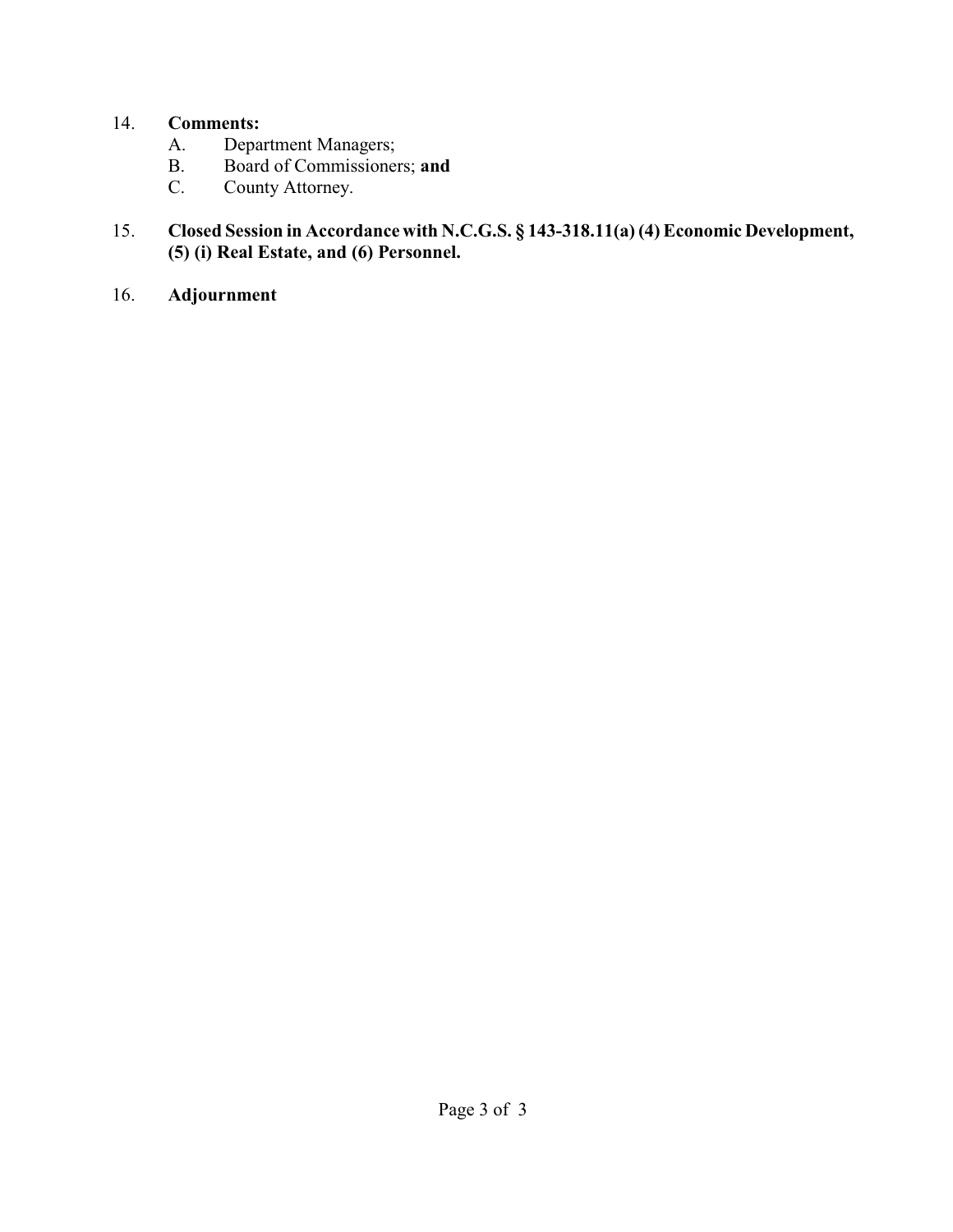14. **Comments:**
    - A. Department Managers;
    - B. Board of Commissioners; **and**
    - C. County Attorney.

15. **Closed Session in Accordance with N.C.G.S. § 143-318.11(a) (4) Economic Development, (5) (i) Real Estate, and (6) Personnel.**

16. **Adjournment**